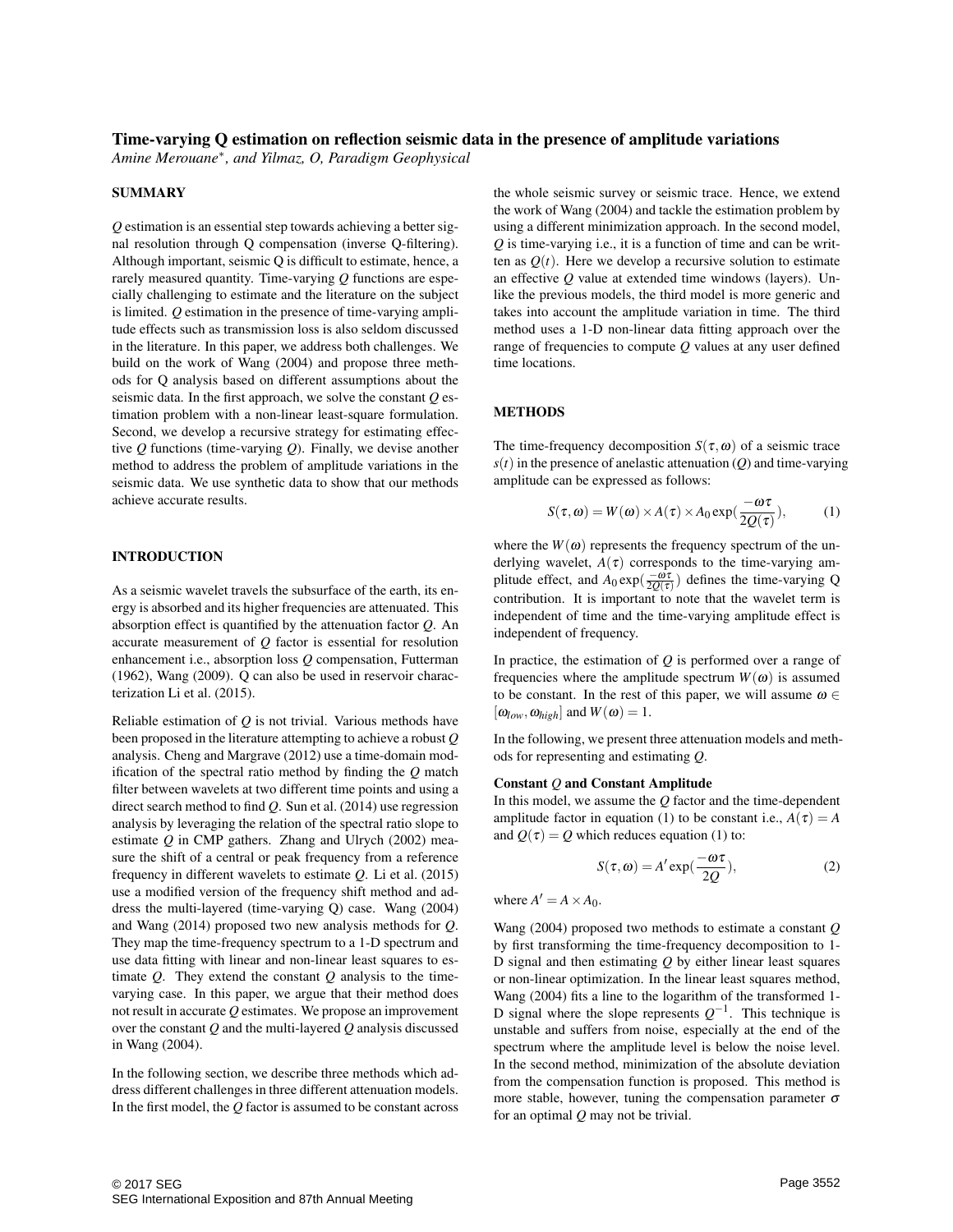# Time-varying Q estimation on reflection seismic data in the presence of amplitude variations

*Amine Merouane*, and Yilmaz, O, Paradigm Geophysical*

## SUMMARY

*Q* estimation is an essential step towards achieving a better signal resolution through Q compensation (inverse Q-filtering). Although important, seismic Q is difficult to estimate, hence, a rarely measured quantity. Time-varying *Q* functions are especially challenging to estimate and the literature on the subject is limited. *Q* estimation in the presence of time-varying amplitude effects such as transmission loss is also seldom discussed in the literature. In this paper, we address both challenges. We build on the work of Wang (2004) and propose three methods for Q analysis based on different assumptions about the seismic data. In the first approach, we solve the constant *Q* estimation problem with a non-linear least-square formulation. Second, we develop a recursive strategy for estimating effective *Q* functions (time-varying *Q*). Finally, we devise another method to address the problem of amplitude variations in the seismic data. We use synthetic data to show that our methods achieve accurate results.

## INTRODUCTION

As a seismic wavelet travels the subsurface of the earth, its energy is absorbed and its higher frequencies are attenuated. This absorption effect is quantified by the attenuation factor *Q*. An accurate measurement of *Q* factor is essential for resolution enhancement i.e., absorption loss *Q* compensation, Futterman (1962), Wang (2009). Q can also be used in reservoir characterization Li et al. (2015).

Reliable estimation of *Q* is not trivial. Various methods have been proposed in the literature attempting to achieve a robust *Q* analysis. Cheng and Margrave (2012) use a time-domain modification of the spectral ratio method by finding the *Q* match filter between wavelets at two different time points and using a direct search method to find *Q*. Sun et al. (2014) use regression analysis by leveraging the relation of the spectral ratio slope to estimate *Q* in CMP gathers. Zhang and Ulrych (2002) measure the shift of a central or peak frequency from a reference frequency in different wavelets to estimate *Q*. Li et al. (2015) use a modified version of the frequency shift method and address the multi-layered (time-varying Q) case. Wang (2004) and Wang (2014) proposed two new analysis methods for *Q*. They map the time-frequency spectrum to a 1-D spectrum and use data fitting with linear and non-linear least squares to estimate *Q*. They extend the constant *Q* analysis to the time-varying case. In this paper, we argue that their method does not result in accurate *Q* estimates. We propose an improvement over the constant *Q* and the multi-layered *Q* analysis discussed in Wang (2004).

In the following section, we describe three methods which address different challenges in three different attenuation models. In the first model, the *Q* factor is assumed to be constant across the whole seismic survey or seismic trace. Hence, we extend the work of Wang (2004) and tackle the estimation problem by using a different minimization approach. In the second model, *Q* is time-varying i.e., it is a function of time and can be written as $Q(t)$. Here we develop a recursive solution to estimate an effective *Q* value at extended time windows (layers). Unlike the previous models, the third model is more generic and takes into account the amplitude variation in time. The third method uses a 1-D non-linear data fitting approach over the range of frequencies to compute *Q* values at any user defined time locations.

## METHODS

The time-frequency decomposition $S(\tau,\omega)$ of a seismic trace $s(t)$ in the presence of anelastic attenuation ($Q$) and time-varying amplitude can be expressed as follows:

$$S(\tau,\omega) = W(\omega) \times A(\tau) \times A_0 \exp\left(\frac{-\omega\tau}{2Q(\tau)}\right), \tag{1}$$

where the $W(\omega)$ represents the frequency spectrum of the underlying wavelet, $A(\tau)$ corresponds to the time-varying amplitude effect, and $A_0 \exp\left(\frac{-\omega\tau}{2Q(\tau)}\right)$ defines the time-varying Q contribution. It is important to note that the wavelet term is independent of time and the time-varying amplitude effect is independent of frequency.

In practice, the estimation of $Q$ is performed over a range of frequencies where the amplitude spectrum $W(\omega)$ is assumed to be constant. In the rest of this paper, we will assume $\omega \in [\omega_{low}, \omega_{high}]$ and $W(\omega) = 1$.

In the following, we present three attenuation models and methods for representing and estimating $Q$.

**Constant $Q$ and Constant Amplitude**

In this model, we assume the $Q$ factor and the time-dependent amplitude factor in equation (1) to be constant i.e., $A(\tau) = A$ and $Q(\tau) = Q$ which reduces equation (1) to:

$$S(\tau,\omega) = A' \exp\left(\frac{-\omega\tau}{2Q}\right), \tag{2}$$

where $A' = A \times A_0$.

Wang (2004) proposed two methods to estimate a constant $Q$ by first transforming the time-frequency decomposition to 1-D signal and then estimating $Q$ by either linear least squares or non-linear optimization. In the linear least squares method, Wang (2004) fits a line to the logarithm of the transformed 1-D signal where the slope represents $Q^{-1}$. This technique is unstable and suffers from noise, especially at the end of the spectrum where the amplitude level is below the noise level. In the second method, minimization of the absolute deviation from the compensation function is proposed. This method is more stable, however, tuning the compensation parameter $\sigma$ for an optimal $Q$ may not be trivial.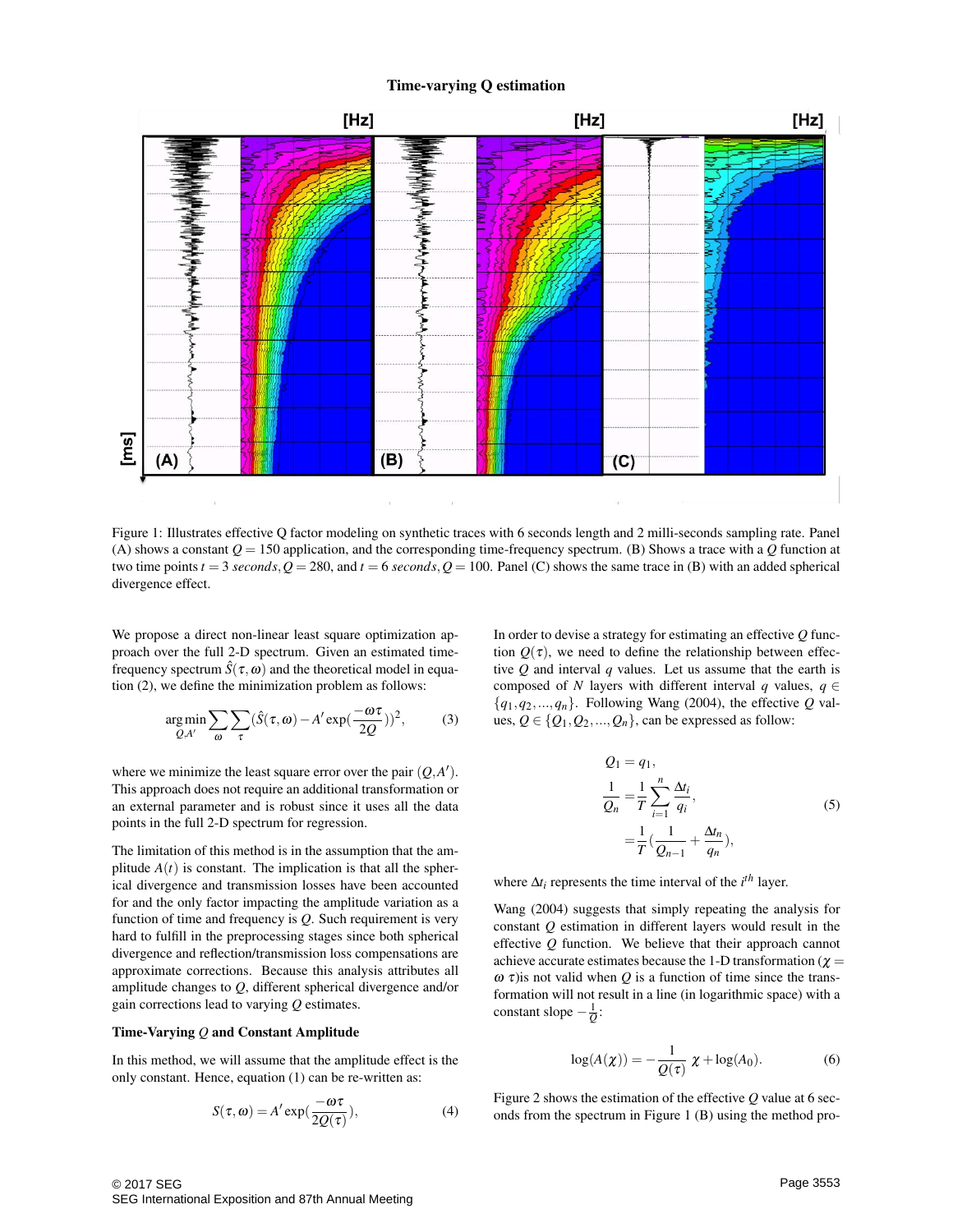Figure 1: Illustrates effective Q factor modeling on synthetic traces with 6 seconds length and 2 milli-seconds sampling rate. Panel (A) shows a constant $Q = 150$ application, and the corresponding time-frequency spectrum. (B) Shows a trace with a $Q$ function at two time points $t = 3$ *seconds*, $Q = 280$, and $t = 6$ *seconds*, $Q = 100$. Panel (C) shows the same trace in (B) with an added spherical divergence effect.

We propose a direct non-linear least square optimization approach over the full 2-D spectrum. Given an estimated time-frequency spectrum $\hat{S}(\tau,\omega)$ and the theoretical model in equation (2), we define the minimization problem as follows:

$$\underset{Q,A'}{\arg\min} \sum_{\omega}\sum_{\tau}(\hat{S}(\tau,\omega) - A'\exp(\frac{-\omega\tau}{2Q}))^2, \tag{3}$$

where we minimize the least square error over the pair $(Q,A')$. This approach does not require an additional transformation or an external parameter and is robust since it uses all the data points in the full 2-D spectrum for regression.

The limitation of this method is in the assumption that the amplitude $A(t)$ is constant. The implication is that all the spherical divergence and transmission losses have been accounted for and the only factor impacting the amplitude variation as a function of time and frequency is $Q$. Such requirement is very hard to fulfill in the preprocessing stages since both spherical divergence and reflection/transmission loss compensations are approximate corrections. Because this analysis attributes all amplitude changes to $Q$, different spherical divergence and/or gain corrections lead to varying $Q$ estimates.

### Time-Varying $Q$ and Constant Amplitude

In this method, we will assume that the amplitude effect is the only constant. Hence, equation (1) can be re-written as:

$$S(\tau,\omega) = A'\exp(\frac{-\omega\tau}{2Q(\tau)}), \tag{4}$$

In order to devise a strategy for estimating an effective $Q$ function $Q(\tau)$, we need to define the relationship between effective $Q$ and interval $q$ values. Let us assume that the earth is composed of $N$ layers with different interval $q$ values, $q \in \{q_1, q_2, ..., q_n\}$. Following Wang (2004), the effective $Q$ values, $Q \in \{Q_1, Q_2, ..., Q_n\}$, can be expressed as follow:

$$\begin{aligned} Q_1 &= q_1, \\ \frac{1}{Q_n} &= \frac{1}{T}\sum_{i=1}^{n}\frac{\Delta t_i}{q_i}, \\ &= \frac{1}{T}(\frac{1}{Q_{n-1}} + \frac{\Delta t_n}{q_n}), \end{aligned} \tag{5}$$

where $\Delta t_i$ represents the time interval of the $i^{th}$ layer.

Wang (2004) suggests that simply repeating the analysis for constant $Q$ estimation in different layers would result in the effective $Q$ function. We believe that their approach cannot achieve accurate estimates because the 1-D transformation ($\chi = \omega\ \tau$)is not valid when $Q$ is a function of time since the transformation will not result in a line (in logarithmic space) with a constant slope $-\frac{1}{Q}$:

$$\log(A(\chi)) = -\frac{1}{Q(\tau)}\ \chi + \log(A_0). \tag{6}$$

Figure 2 shows the estimation of the effective $Q$ value at 6 seconds from the spectrum in Figure 1 (B) using the method pro-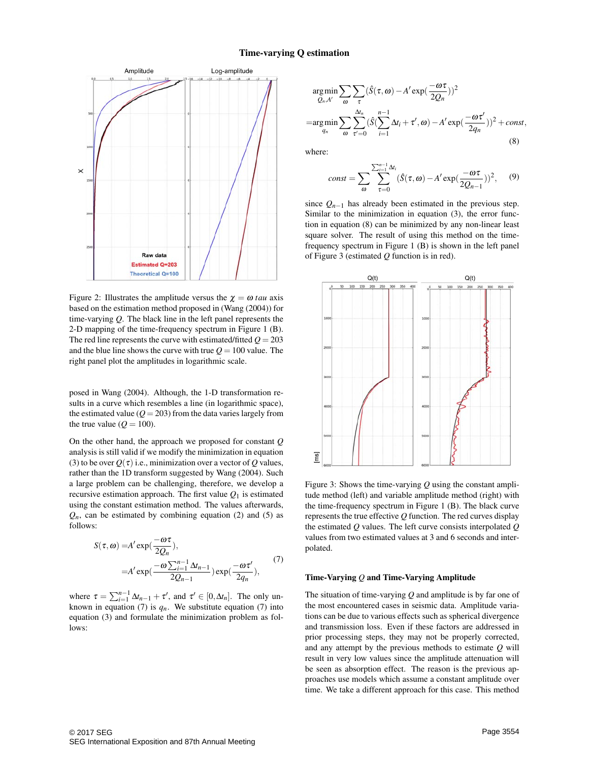Figure 2: Illustrates the amplitude versus the $\chi = \omega\, tau$ axis based on the estimation method proposed in (Wang (2004)) for time-varying $Q$. The black line in the left panel represents the 2-D mapping of the time-frequency spectrum in Figure 1 (B). The red line represents the curve with estimated/fitted $Q = 203$ and the blue line shows the curve with true $Q = 100$ value. The right panel plot the amplitudes in logarithmic scale.

posed in Wang (2004). Although, the 1-D transformation results in a curve which resembles a line (in logarithmic space), the estimated value ($Q = 203$) from the data varies largely from the true value ($Q = 100$).

On the other hand, the approach we proposed for constant $Q$ analysis is still valid if we modify the minimization in equation (3) to be over $Q(\tau)$ i.e., minimization over a vector of $Q$ values, rather than the 1D transform suggested by Wang (2004). Such a large problem can be challenging, therefore, we develop a recursive estimation approach. The first value $Q_1$ is estimated using the constant estimation method. The values afterwards, $Q_n$, can be estimated by combining equation (2) and (5) as follows:

$$
\begin{aligned}
S(\tau,\omega) &= A' \exp\left(\frac{-\omega\tau}{2Q_n}\right), \\
&= A' \exp\left(\frac{-\omega \sum_{i=1}^{n-1} \Delta t_{n-1}}{2Q_{n-1}}\right) \exp\left(\frac{-\omega\tau'}{2q_n}\right),
\end{aligned} \tag{7}
$$

where $\tau = \sum_{i=1}^{n-1} \Delta t_{n-1} + \tau'$, and $\tau' \in [0, \Delta t_n]$. The only unknown in equation (7) is $q_n$. We substitute equation (7) into equation (3) and formulate the minimization problem as follows:

$$
\begin{aligned}
&\underset{Q_n, A'}{\arg\min} \sum_{\omega} \sum_{\tau} \left(\hat{S}(\tau,\omega) - A' \exp\left(\frac{-\omega\tau}{2Q_n}\right)\right)^2 \\
&= \underset{q_n}{\arg\min} \sum_{\omega} \sum_{\tau'=0}^{\Delta t_n} \left(\hat{S}\left(\sum_{i=1}^{n-1} \Delta t_i + \tau', \omega\right) - A' \exp\left(\frac{-\omega\tau'}{2q_n}\right)\right)^2 + const,
\end{aligned} \tag{8}
$$

where:

$$
const = \sum_{\omega} \sum_{\tau=0}^{\sum_{i=1}^{n-1} \Delta t_i} \left(\hat{S}(\tau,\omega) - A' \exp\left(\frac{-\omega\tau}{2Q_{n-1}}\right)\right)^2, \tag{9}
$$

since $Q_{n-1}$ has already been estimated in the previous step. Similar to the minimization in equation (3), the error function in equation (8) can be minimized by any non-linear least square solver. The result of using this method on the time-frequency spectrum in Figure 1 (B) is shown in the left panel of Figure 3 (estimated $Q$ function is in red).

Figure 3: Shows the time-varying $Q$ using the constant amplitude method (left) and variable amplitude method (right) with the time-frequency spectrum in Figure 1 (B). The black curve represents the true effective $Q$ function. The red curves display the estimated $Q$ values. The left curve consists interpolated $Q$ values from two estimated values at 3 and 6 seconds and interpolated.

### Time-Varying $Q$ and Time-Varying Amplitude

The situation of time-varying $Q$ and amplitude is by far one of the most encountered cases in seismic data. Amplitude variations can be due to various effects such as spherical divergence and transmission loss. Even if these factors are addressed in prior processing steps, they may not be properly corrected, and any attempt by the previous methods to estimate $Q$ will result in very low values since the amplitude attenuation will be seen as absorption effect. The reason is the previous approaches use models which assume a constant amplitude over time. We take a different approach for this case. This method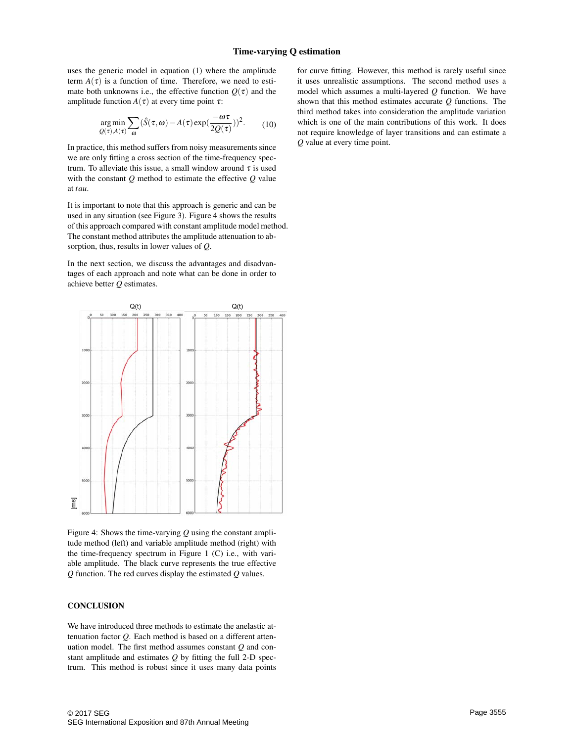uses the generic model in equation (1) where the amplitude term $A(\tau)$ is a function of time. Therefore, we need to estimate both unknowns i.e., the effective function $Q(\tau)$ and the amplitude function $A(\tau)$ at every time point $\tau$:

$$\underset{Q(\tau),A(\tau)}{\arg\min} \sum_{\omega} (\hat{S}(\tau,\omega) - A(\tau)\exp(\frac{-\omega\tau}{2Q(\tau)}))^2. \quad (10)$$

In practice, this method suffers from noisy measurements since we are only fitting a cross section of the time-frequency spectrum. To alleviate this issue, a small window around $\tau$ is used with the constant $Q$ method to estimate the effective $Q$ value at *tau*.

It is important to note that this approach is generic and can be used in any situation (see Figure 3). Figure 4 shows the results of this approach compared with constant amplitude model method. The constant method attributes the amplitude attenuation to absorption, thus, results in lower values of $Q$.

In the next section, we discuss the advantages and disadvantages of each approach and note what can be done in order to achieve better $Q$ estimates.

Figure 4: Shows the time-varying $Q$ using the constant amplitude method (left) and variable amplitude method (right) with the time-frequency spectrum in Figure 1 (C) i.e., with variable amplitude. The black curve represents the true effective $Q$ function. The red curves display the estimated $Q$ values.

## CONCLUSION

We have introduced three methods to estimate the anelastic attenuation factor $Q$. Each method is based on a different attenuation model. The first method assumes constant $Q$ and constant amplitude and estimates $Q$ by fitting the full 2-D spectrum. This method is robust since it uses many data points for curve fitting. However, this method is rarely useful since it uses unrealistic assumptions. The second method uses a model which assumes a multi-layered $Q$ function. We have shown that this method estimates accurate $Q$ functions. The third method takes into consideration the amplitude variation which is one of the main contributions of this work. It does not require knowledge of layer transitions and can estimate a $Q$ value at every time point.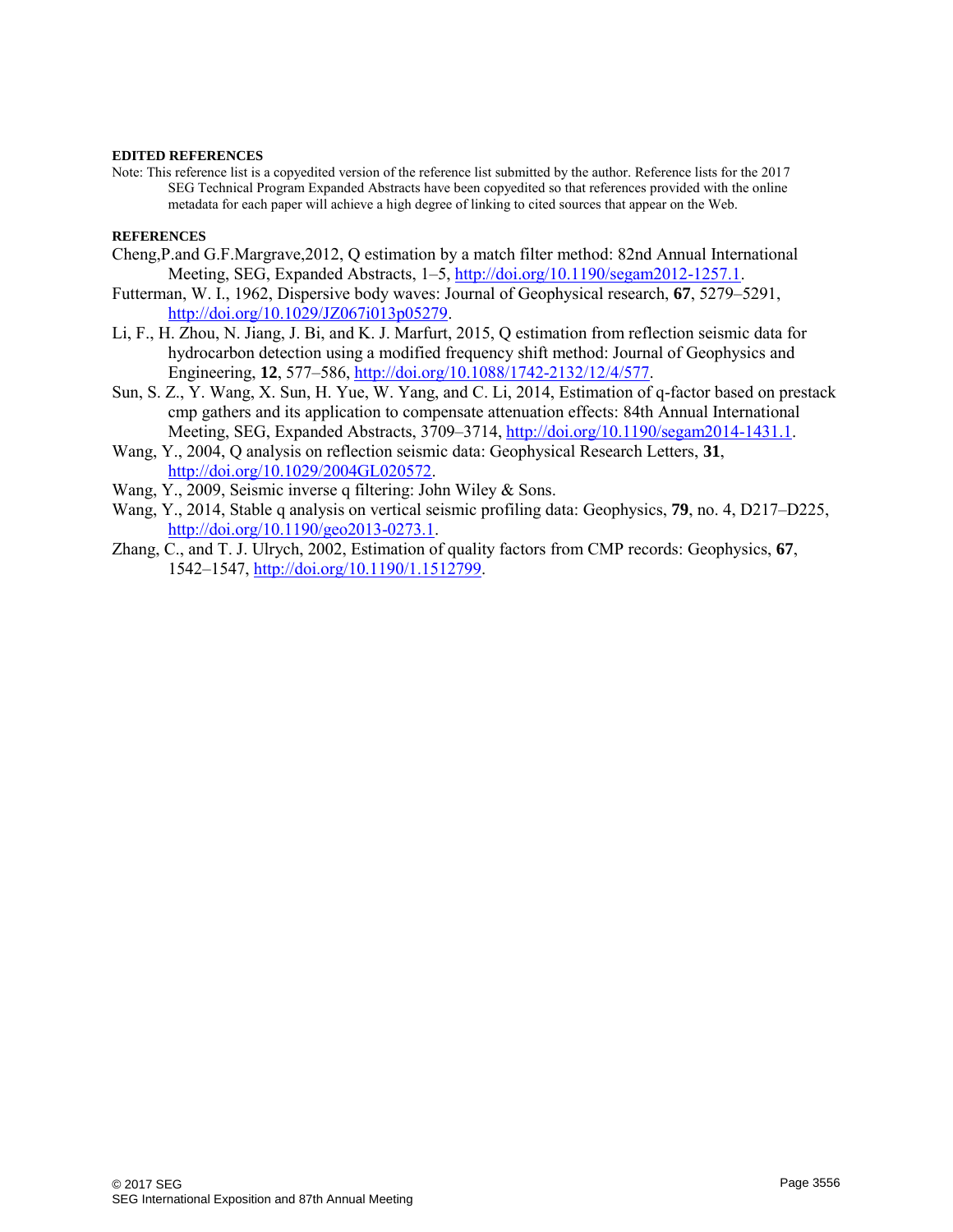**EDITED REFERENCES**

Note: This reference list is a copyedited version of the reference list submitted by the author. Reference lists for the 2017 SEG Technical Program Expanded Abstracts have been copyedited so that references provided with the online metadata for each paper will achieve a high degree of linking to cited sources that appear on the Web.

**REFERENCES**

Cheng,P.and G.F.Margrave,2012, Q estimation by a match filter method: 82nd Annual International Meeting, SEG, Expanded Abstracts, 1–5, http://doi.org/10.1190/segam2012-1257.1.

Futterman, W. I., 1962, Dispersive body waves: Journal of Geophysical research, **67**, 5279–5291, http://doi.org/10.1029/JZ067i013p05279.

Li, F., H. Zhou, N. Jiang, J. Bi, and K. J. Marfurt, 2015, Q estimation from reflection seismic data for hydrocarbon detection using a modified frequency shift method: Journal of Geophysics and Engineering, **12**, 577–586, http://doi.org/10.1088/1742-2132/12/4/577.

Sun, S. Z., Y. Wang, X. Sun, H. Yue, W. Yang, and C. Li, 2014, Estimation of q-factor based on prestack cmp gathers and its application to compensate attenuation effects: 84th Annual International Meeting, SEG, Expanded Abstracts, 3709–3714, http://doi.org/10.1190/segam2014-1431.1.

Wang, Y., 2004, Q analysis on reflection seismic data: Geophysical Research Letters, **31**, http://doi.org/10.1029/2004GL020572.

Wang, Y., 2009, Seismic inverse q filtering: John Wiley & Sons.

Wang, Y., 2014, Stable q analysis on vertical seismic profiling data: Geophysics, **79**, no. 4, D217–D225, http://doi.org/10.1190/geo2013-0273.1.

Zhang, C., and T. J. Ulrych, 2002, Estimation of quality factors from CMP records: Geophysics, **67**, 1542–1547, http://doi.org/10.1190/1.1512799.